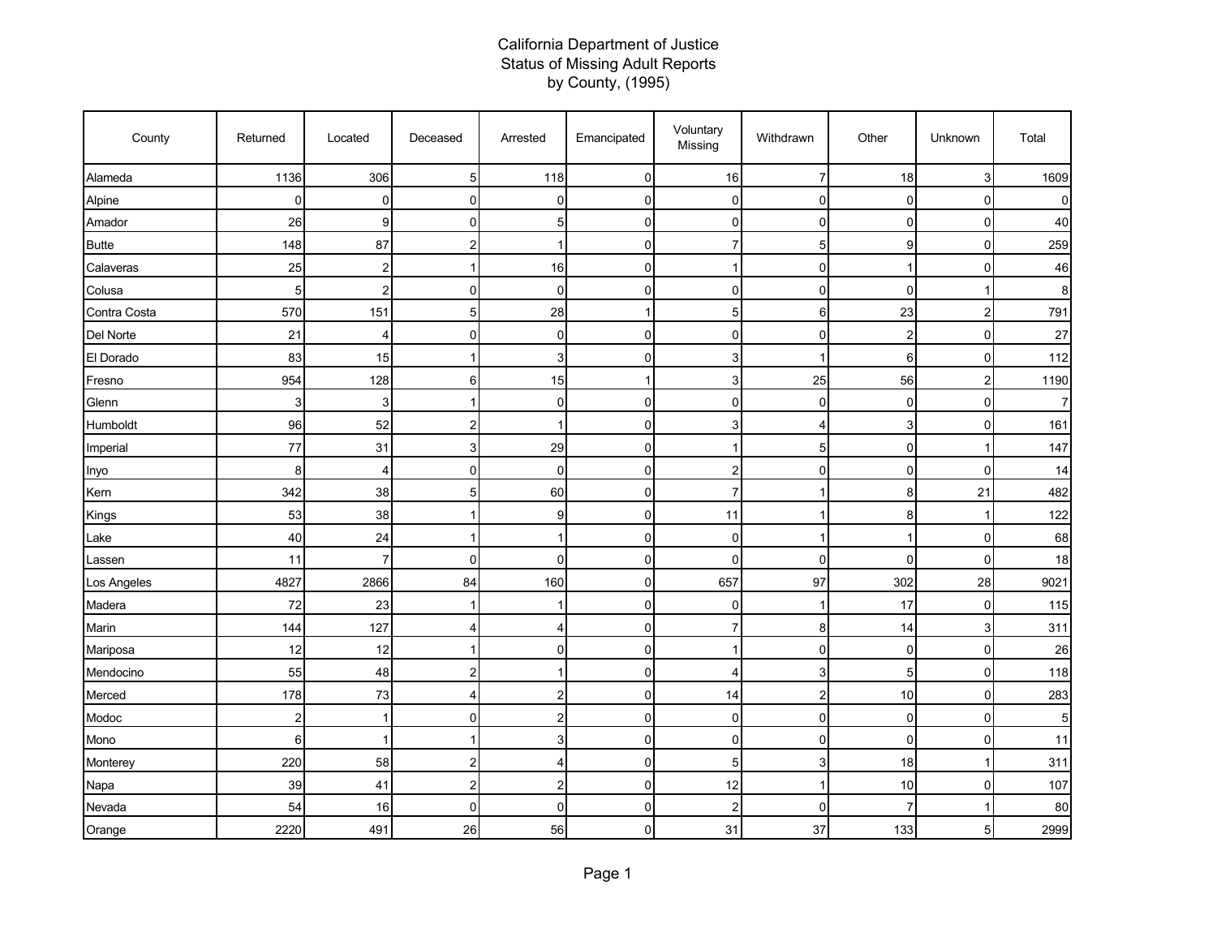# California Department of Justice
## Status of Missing Adult Reports
## by County, (1995)

| County | Returned | Located | Deceased | Arrested | Emancipated | Voluntary Missing | Withdrawn | Other | Unknown | Total |
|---|---|---|---|---|---|---|---|---|---|---|
| Alameda | 1136 | 306 | 5 | 118 | 0 | 16 | 7 | 18 | 3 | 1609 |
| Alpine | 0 | 0 | 0 | 0 | 0 | 0 | 0 | 0 | 0 | 0 |
| Amador | 26 | 9 | 0 | 5 | 0 | 0 | 0 | 0 | 0 | 40 |
| Butte | 148 | 87 | 2 | 1 | 0 | 7 | 5 | 9 | 0 | 259 |
| Calaveras | 25 | 2 | 1 | 16 | 0 | 1 | 0 | 1 | 0 | 46 |
| Colusa | 5 | 2 | 0 | 0 | 0 | 0 | 0 | 0 | 1 | 8 |
| Contra Costa | 570 | 151 | 5 | 28 | 1 | 5 | 6 | 23 | 2 | 791 |
| Del Norte | 21 | 4 | 0 | 0 | 0 | 0 | 0 | 2 | 0 | 27 |
| El Dorado | 83 | 15 | 1 | 3 | 0 | 3 | 1 | 6 | 0 | 112 |
| Fresno | 954 | 128 | 6 | 15 | 1 | 3 | 25 | 56 | 2 | 1190 |
| Glenn | 3 | 3 | 1 | 0 | 0 | 0 | 0 | 0 | 0 | 7 |
| Humboldt | 96 | 52 | 2 | 1 | 0 | 3 | 4 | 3 | 0 | 161 |
| Imperial | 77 | 31 | 3 | 29 | 0 | 1 | 5 | 0 | 1 | 147 |
| Inyo | 8 | 4 | 0 | 0 | 0 | 2 | 0 | 0 | 0 | 14 |
| Kern | 342 | 38 | 5 | 60 | 0 | 7 | 1 | 8 | 21 | 482 |
| Kings | 53 | 38 | 1 | 9 | 0 | 11 | 1 | 8 | 1 | 122 |
| Lake | 40 | 24 | 1 | 1 | 0 | 0 | 1 | 1 | 0 | 68 |
| Lassen | 11 | 7 | 0 | 0 | 0 | 0 | 0 | 0 | 0 | 18 |
| Los Angeles | 4827 | 2866 | 84 | 160 | 0 | 657 | 97 | 302 | 28 | 9021 |
| Madera | 72 | 23 | 1 | 1 | 0 | 0 | 1 | 17 | 0 | 115 |
| Marin | 144 | 127 | 4 | 4 | 0 | 7 | 8 | 14 | 3 | 311 |
| Mariposa | 12 | 12 | 1 | 0 | 0 | 1 | 0 | 0 | 0 | 26 |
| Mendocino | 55 | 48 | 2 | 1 | 0 | 4 | 3 | 5 | 0 | 118 |
| Merced | 178 | 73 | 4 | 2 | 0 | 14 | 2 | 10 | 0 | 283 |
| Modoc | 2 | 1 | 0 | 2 | 0 | 0 | 0 | 0 | 0 | 5 |
| Mono | 6 | 1 | 1 | 3 | 0 | 0 | 0 | 0 | 0 | 11 |
| Monterey | 220 | 58 | 2 | 4 | 0 | 5 | 3 | 18 | 1 | 311 |
| Napa | 39 | 41 | 2 | 2 | 0 | 12 | 1 | 10 | 0 | 107 |
| Nevada | 54 | 16 | 0 | 0 | 0 | 2 | 0 | 7 | 1 | 80 |
| Orange | 2220 | 491 | 26 | 56 | 0 | 31 | 37 | 133 | 5 | 2999 |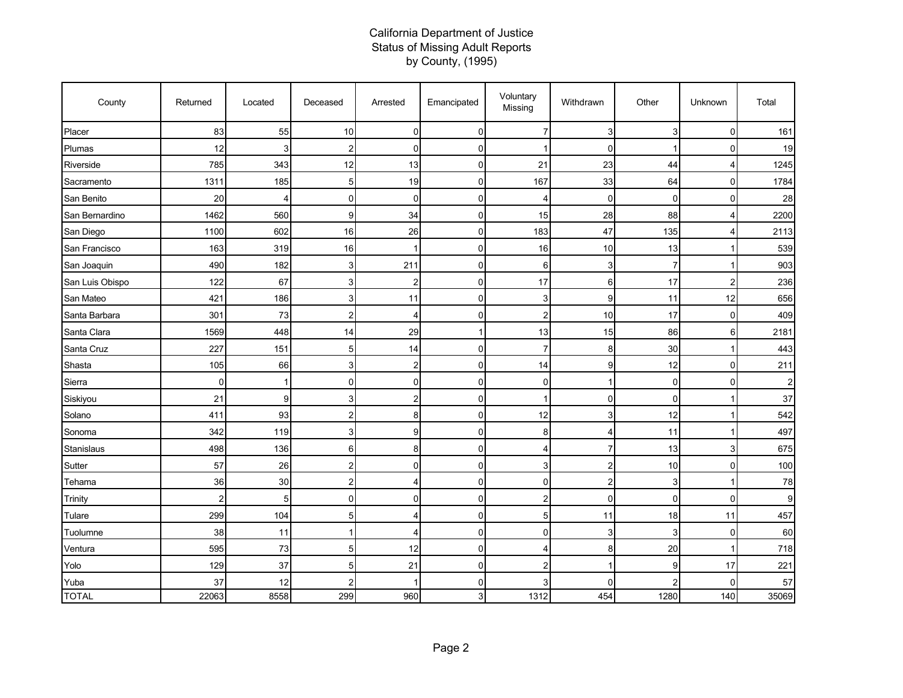# California Department of Justice
## Status of Missing Adult Reports
### by County, (1995)

| County | Returned | Located | Deceased | Arrested | Emancipated | Voluntary Missing | Withdrawn | Other | Unknown | Total |
|---|---|---|---|---|---|---|---|---|---|---|
| Placer | 83 | 55 | 10 | 0 | 0 | 7 | 3 | 3 | 0 | 161 |
| Plumas | 12 | 3 | 2 | 0 | 0 | 1 | 0 | 1 | 0 | 19 |
| Riverside | 785 | 343 | 12 | 13 | 0 | 21 | 23 | 44 | 4 | 1245 |
| Sacramento | 1311 | 185 | 5 | 19 | 0 | 167 | 33 | 64 | 0 | 1784 |
| San Benito | 20 | 4 | 0 | 0 | 0 | 4 | 0 | 0 | 0 | 28 |
| San Bernardino | 1462 | 560 | 9 | 34 | 0 | 15 | 28 | 88 | 4 | 2200 |
| San Diego | 1100 | 602 | 16 | 26 | 0 | 183 | 47 | 135 | 4 | 2113 |
| San Francisco | 163 | 319 | 16 | 1 | 0 | 16 | 10 | 13 | 1 | 539 |
| San Joaquin | 490 | 182 | 3 | 211 | 0 | 6 | 3 | 7 | 1 | 903 |
| San Luis Obispo | 122 | 67 | 3 | 2 | 0 | 17 | 6 | 17 | 2 | 236 |
| San Mateo | 421 | 186 | 3 | 11 | 0 | 3 | 9 | 11 | 12 | 656 |
| Santa Barbara | 301 | 73 | 2 | 4 | 0 | 2 | 10 | 17 | 0 | 409 |
| Santa Clara | 1569 | 448 | 14 | 29 | 1 | 13 | 15 | 86 | 6 | 2181 |
| Santa Cruz | 227 | 151 | 5 | 14 | 0 | 7 | 8 | 30 | 1 | 443 |
| Shasta | 105 | 66 | 3 | 2 | 0 | 14 | 9 | 12 | 0 | 211 |
| Sierra | 0 | 1 | 0 | 0 | 0 | 0 | 1 | 0 | 0 | 2 |
| Siskiyou | 21 | 9 | 3 | 2 | 0 | 1 | 0 | 0 | 1 | 37 |
| Solano | 411 | 93 | 2 | 8 | 0 | 12 | 3 | 12 | 1 | 542 |
| Sonoma | 342 | 119 | 3 | 9 | 0 | 8 | 4 | 11 | 1 | 497 |
| Stanislaus | 498 | 136 | 6 | 8 | 0 | 4 | 7 | 13 | 3 | 675 |
| Sutter | 57 | 26 | 2 | 0 | 0 | 3 | 2 | 10 | 0 | 100 |
| Tehama | 36 | 30 | 2 | 4 | 0 | 0 | 2 | 3 | 1 | 78 |
| Trinity | 2 | 5 | 0 | 0 | 0 | 2 | 0 | 0 | 0 | 9 |
| Tulare | 299 | 104 | 5 | 4 | 0 | 5 | 11 | 18 | 11 | 457 |
| Tuolumne | 38 | 11 | 1 | 4 | 0 | 0 | 3 | 3 | 0 | 60 |
| Ventura | 595 | 73 | 5 | 12 | 0 | 4 | 8 | 20 | 1 | 718 |
| Yolo | 129 | 37 | 5 | 21 | 0 | 2 | 1 | 9 | 17 | 221 |
| Yuba | 37 | 12 | 2 | 1 | 0 | 3 | 0 | 2 | 0 | 57 |
| TOTAL | 22063 | 8558 | 299 | 960 | 3 | 1312 | 454 | 1280 | 140 | 35069 |